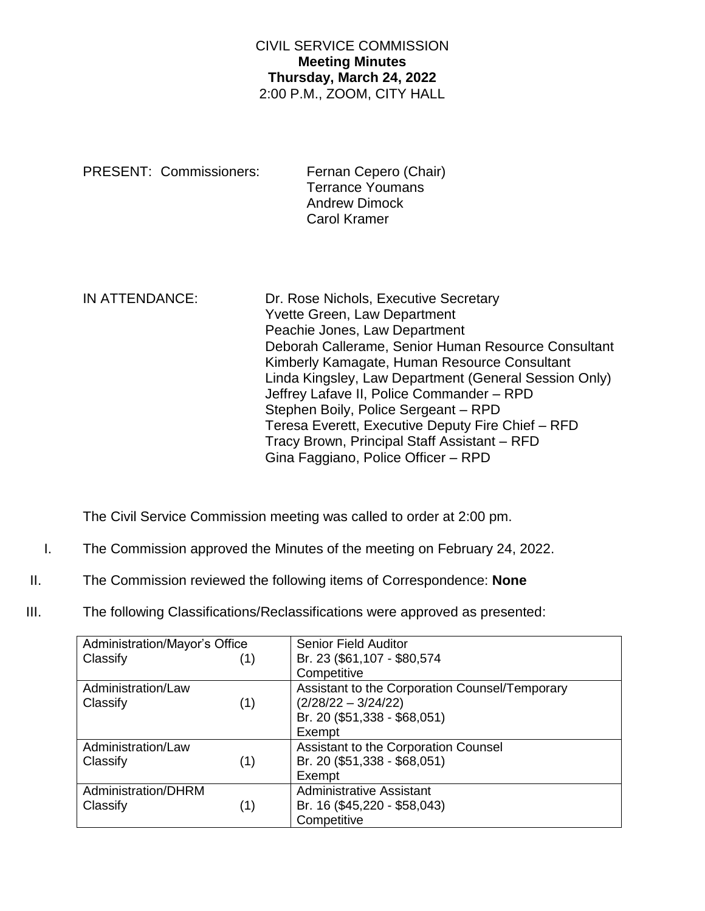# CIVIL SERVICE COMMISSION
## Meeting Minutes
### Thursday, March 24, 2022
2:00 P.M., ZOOM, CITY HALL

PRESENT: Commissioners:
- Fernan Cepero (Chair)
- Terrance Youmans
- Andrew Dimock
- Carol Kramer

IN ATTENDANCE:
- Dr. Rose Nichols, Executive Secretary
- Yvette Green, Law Department
- Peachie Jones, Law Department
- Deborah Callerame, Senior Human Resource Consultant
- Kimberly Kamagate, Human Resource Consultant
- Linda Kingsley, Law Department (General Session Only)
- Jeffrey Lafave II, Police Commander – RPD
- Stephen Boily, Police Sergeant – RPD
- Teresa Everett, Executive Deputy Fire Chief – RFD
- Tracy Brown, Principal Staff Assistant – RFD
- Gina Faggiano, Police Officer – RPD

The Civil Service Commission meeting was called to order at 2:00 pm.

I. The Commission approved the Minutes of the meeting on February 24, 2022.

II. The Commission reviewed the following items of Correspondence: **None**

III. The following Classifications/Reclassifications were approved as presented:

| Department / Action | | Classification |
|---|---|---|
| Administration/Mayor's Office<br>Classify | (1) | Senior Field Auditor<br>Br. 23 ($61,107 - $80,574<br>Competitive |
| Administration/Law<br>Classify | (1) | Assistant to the Corporation Counsel/Temporary<br>(2/28/22 – 3/24/22)<br>Br. 20 ($51,338 - $68,051)<br>Exempt |
| Administration/Law<br>Classify | (1) | Assistant to the Corporation Counsel<br>Br. 20 ($51,338 - $68,051)<br>Exempt |
| Administration/DHRM<br>Classify | (1) | Administrative Assistant<br>Br. 16 ($45,220 - $58,043)<br>Competitive |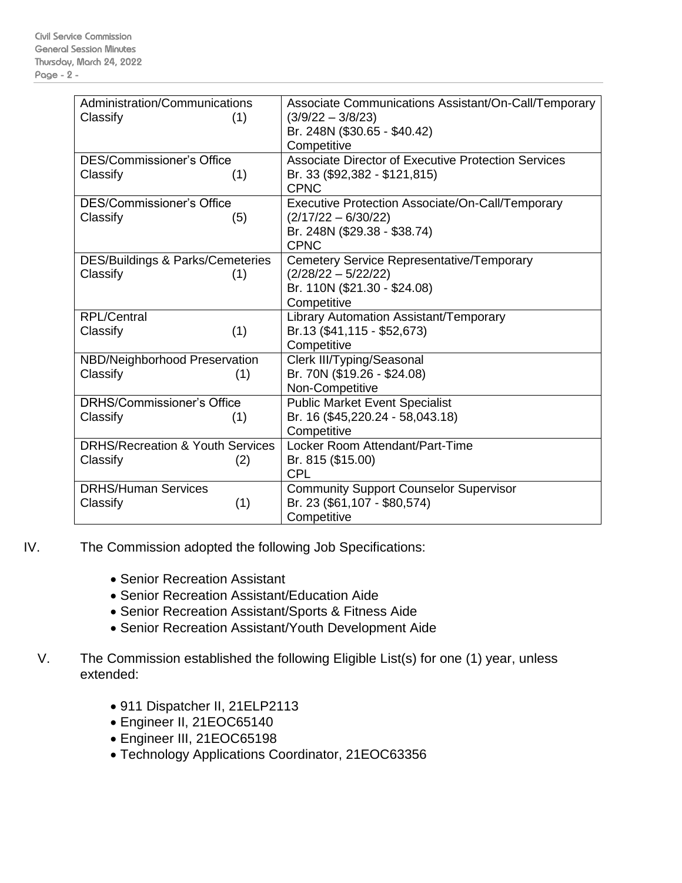| | |
|---|---|
| Administration/Communications<br>Classify (1) | Associate Communications Assistant/On-Call/Temporary (3/9/22 – 3/8/23)<br>Br. 248N ($30.65 - $40.42)<br>Competitive |
| DES/Commissioner's Office<br>Classify (1) | Associate Director of Executive Protection Services<br>Br. 33 ($92,382 - $121,815)<br>CPNC |
| DES/Commissioner's Office<br>Classify (5) | Executive Protection Associate/On-Call/Temporary (2/17/22 – 6/30/22)<br>Br. 248N ($29.38 - $38.74)<br>CPNC |
| DES/Buildings & Parks/Cemeteries<br>Classify (1) | Cemetery Service Representative/Temporary (2/28/22 – 5/22/22)<br>Br. 110N ($21.30 - $24.08)<br>Competitive |
| RPL/Central<br>Classify (1) | Library Automation Assistant/Temporary<br>Br.13 ($41,115 - $52,673)<br>Competitive |
| NBD/Neighborhood Preservation<br>Classify (1) | Clerk III/Typing/Seasonal<br>Br. 70N ($19.26 - $24.08)<br>Non-Competitive |
| DRHS/Commissioner's Office<br>Classify (1) | Public Market Event Specialist<br>Br. 16 ($45,220.24 - 58,043.18)<br>Competitive |
| DRHS/Recreation & Youth Services<br>Classify (2) | Locker Room Attendant/Part-Time<br>Br. 815 ($15.00)<br>CPL |
| DRHS/Human Services<br>Classify (1) | Community Support Counselor Supervisor<br>Br. 23 ($61,107 - $80,574)<br>Competitive |

IV. The Commission adopted the following Job Specifications:

- Senior Recreation Assistant
- Senior Recreation Assistant/Education Aide
- Senior Recreation Assistant/Sports & Fitness Aide
- Senior Recreation Assistant/Youth Development Aide

V. The Commission established the following Eligible List(s) for one (1) year, unless extended:

- 911 Dispatcher II, 21ELP2113
- Engineer II, 21EOC65140
- Engineer III, 21EOC65198
- Technology Applications Coordinator, 21EOC63356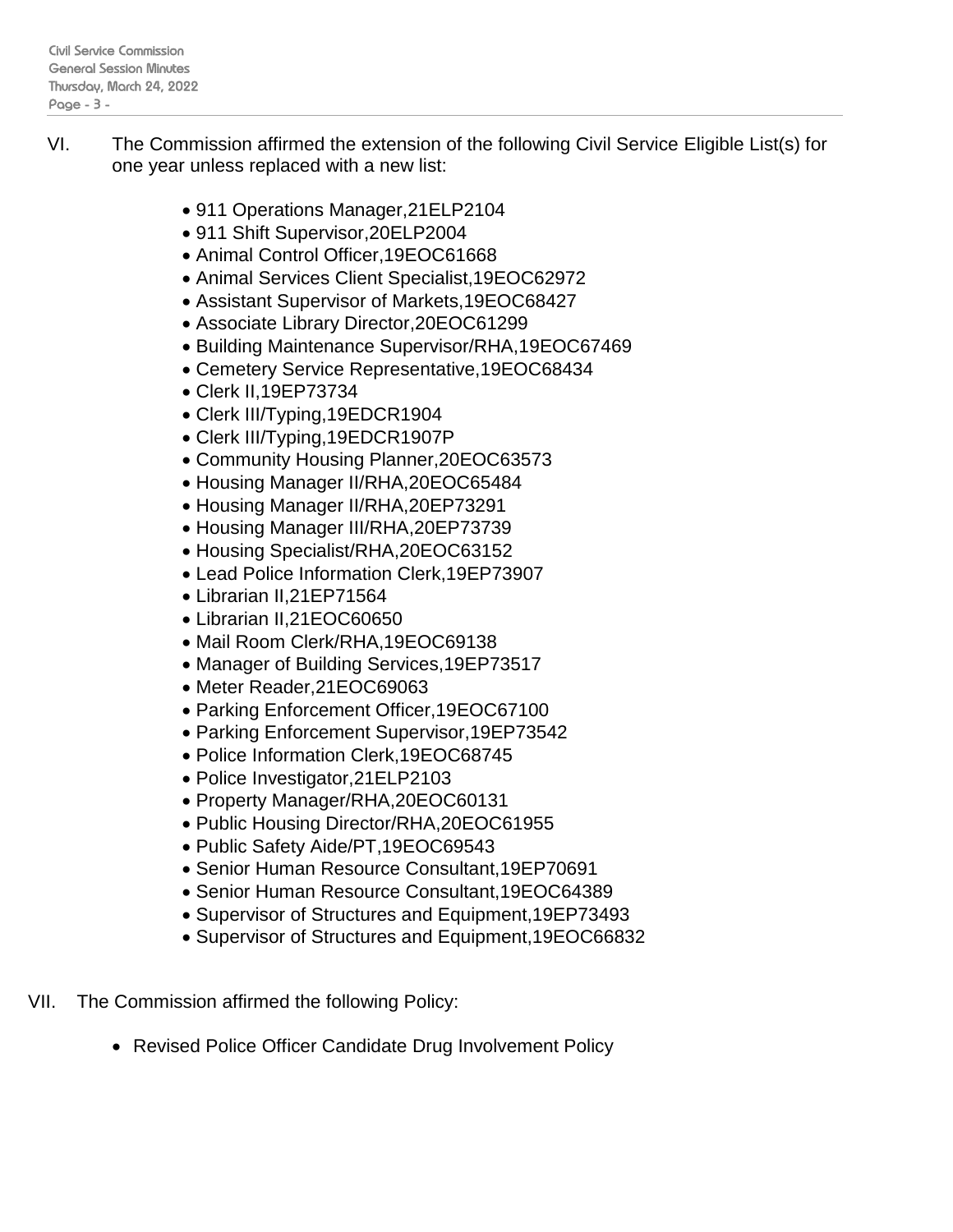VI. The Commission affirmed the extension of the following Civil Service Eligible List(s) for one year unless replaced with a new list:

- 911 Operations Manager,21ELP2104
- 911 Shift Supervisor,20ELP2004
- Animal Control Officer,19EOC61668
- Animal Services Client Specialist,19EOC62972
- Assistant Supervisor of Markets,19EOC68427
- Associate Library Director,20EOC61299
- Building Maintenance Supervisor/RHA,19EOC67469
- Cemetery Service Representative,19EOC68434
- Clerk II,19EP73734
- Clerk III/Typing,19EDCR1904
- Clerk III/Typing,19EDCR1907P
- Community Housing Planner,20EOC63573
- Housing Manager II/RHA,20EOC65484
- Housing Manager II/RHA,20EP73291
- Housing Manager III/RHA,20EP73739
- Housing Specialist/RHA,20EOC63152
- Lead Police Information Clerk,19EP73907
- Librarian II,21EP71564
- Librarian II,21EOC60650
- Mail Room Clerk/RHA,19EOC69138
- Manager of Building Services,19EP73517
- Meter Reader,21EOC69063
- Parking Enforcement Officer,19EOC67100
- Parking Enforcement Supervisor,19EP73542
- Police Information Clerk,19EOC68745
- Police Investigator,21ELP2103
- Property Manager/RHA,20EOC60131
- Public Housing Director/RHA,20EOC61955
- Public Safety Aide/PT,19EOC69543
- Senior Human Resource Consultant,19EP70691
- Senior Human Resource Consultant,19EOC64389
- Supervisor of Structures and Equipment,19EP73493
- Supervisor of Structures and Equipment,19EOC66832

VII. The Commission affirmed the following Policy:

- Revised Police Officer Candidate Drug Involvement Policy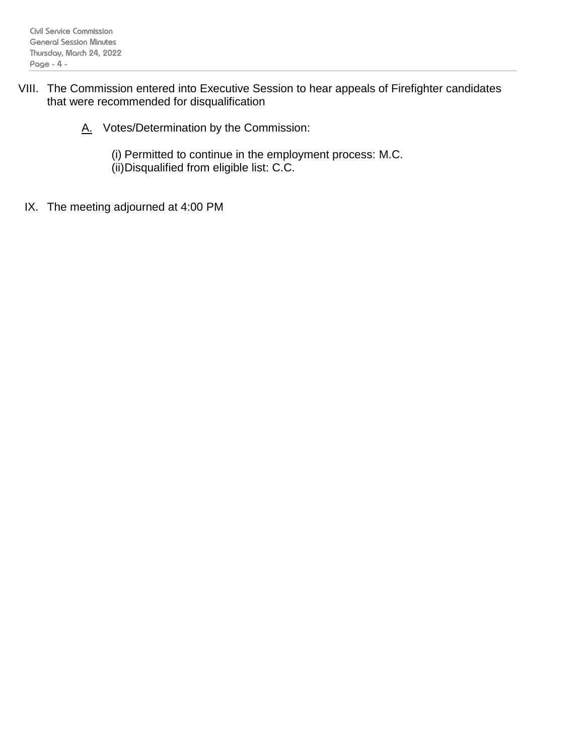VIII. The Commission entered into Executive Session to hear appeals of Firefighter candidates that were recommended for disqualification

A. Votes/Determination by the Commission:

(i) Permitted to continue in the employment process: M.C.
(ii) Disqualified from eligible list: C.C.

IX. The meeting adjourned at 4:00 PM